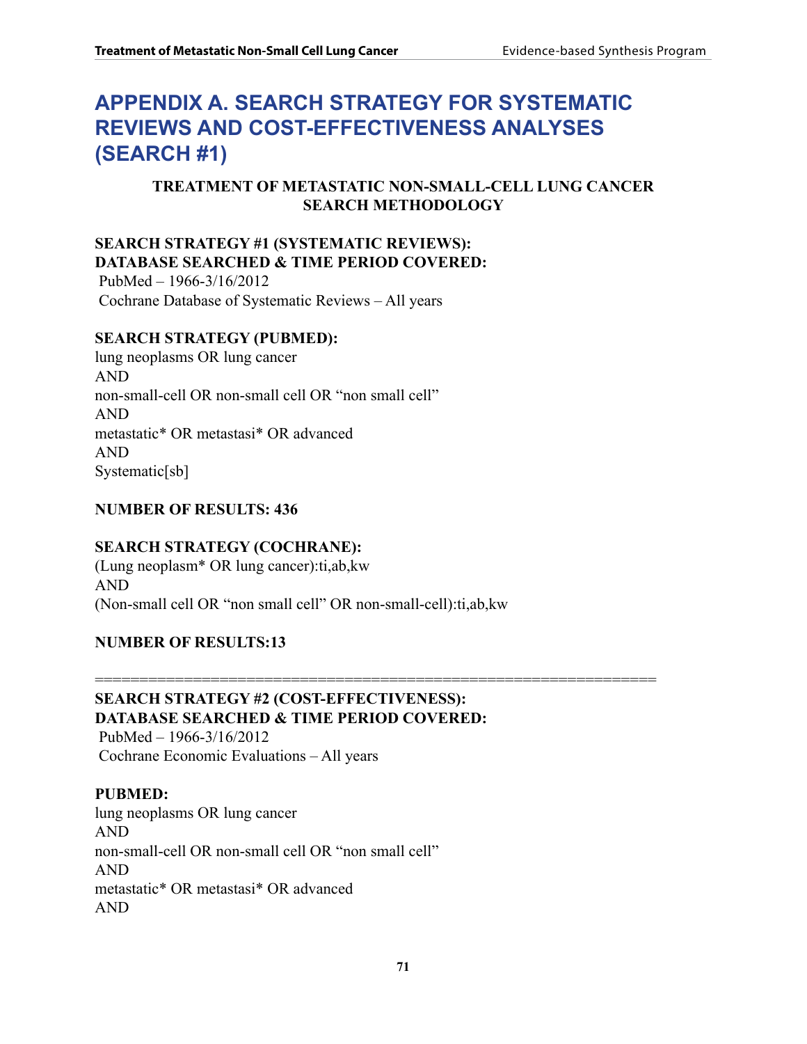# APPENDIX A. SEARCH STRATEGY FOR SYSTEMATIC REVIEWS AND COST-EFFECTIVENESS ANALYSES (SEARCH #1)

**TREATMENT OF METASTATIC NON-SMALL-CELL LUNG CANCER SEARCH METHODOLOGY**

**SEARCH STRATEGY #1 (SYSTEMATIC REVIEWS):**
**DATABASE SEARCHED & TIME PERIOD COVERED:**

PubMed – 1966-3/16/2012
Cochrane Database of Systematic Reviews – All years

**SEARCH STRATEGY (PUBMED):**

lung neoplasms OR lung cancer
AND
non-small-cell OR non-small cell OR "non small cell"
AND
metastatic* OR metastasi* OR advanced
AND
Systematic[sb]

**NUMBER OF RESULTS: 436**

**SEARCH STRATEGY (COCHRANE):**

(Lung neoplasm* OR lung cancer):ti,ab,kw
AND
(Non-small cell OR "non small cell" OR non-small-cell):ti,ab,kw

**NUMBER OF RESULTS:13**

==============================================================

**SEARCH STRATEGY #2 (COST-EFFECTIVENESS):**
**DATABASE SEARCHED & TIME PERIOD COVERED:**

PubMed – 1966-3/16/2012
Cochrane Economic Evaluations – All years

**PUBMED:**

lung neoplasms OR lung cancer
AND
non-small-cell OR non-small cell OR "non small cell"
AND
metastatic* OR metastasi* OR advanced
AND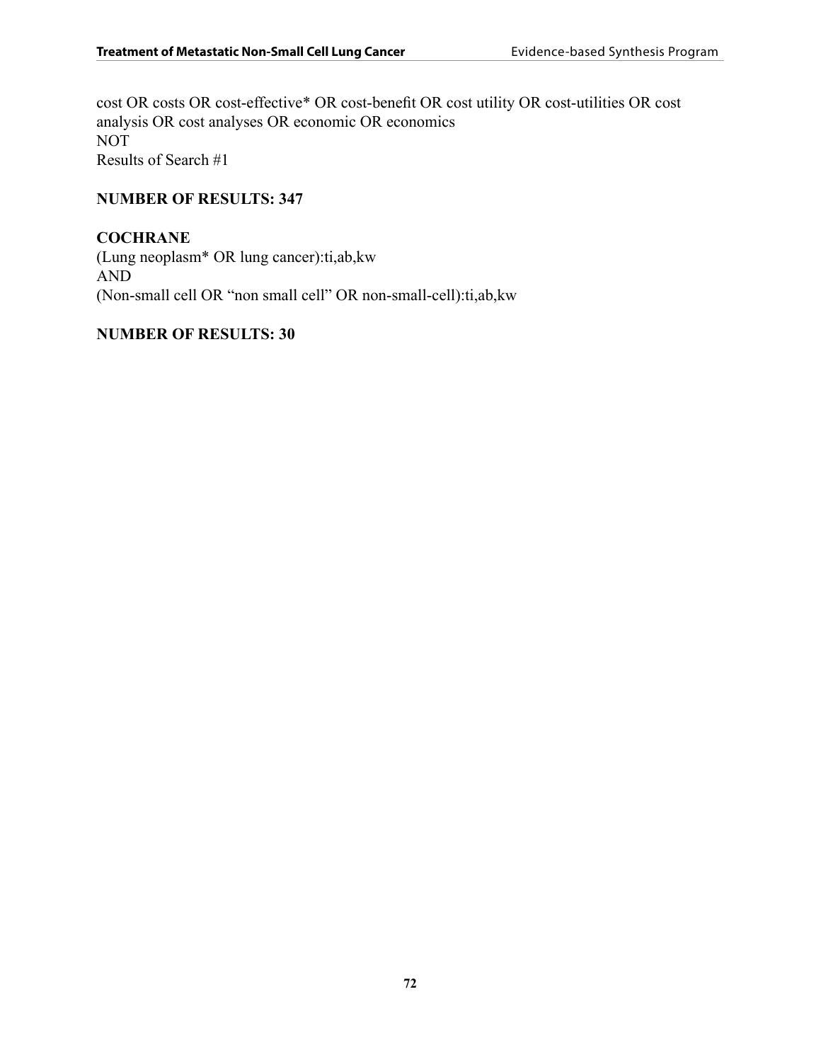cost OR costs OR cost-effective* OR cost-benefit OR cost utility OR cost-utilities OR cost analysis OR cost analyses OR economic OR economics
NOT
Results of Search #1

**NUMBER OF RESULTS: 347**

**COCHRANE**
(Lung neoplasm* OR lung cancer):ti,ab,kw
AND
(Non-small cell OR "non small cell" OR non-small-cell):ti,ab,kw

**NUMBER OF RESULTS: 30**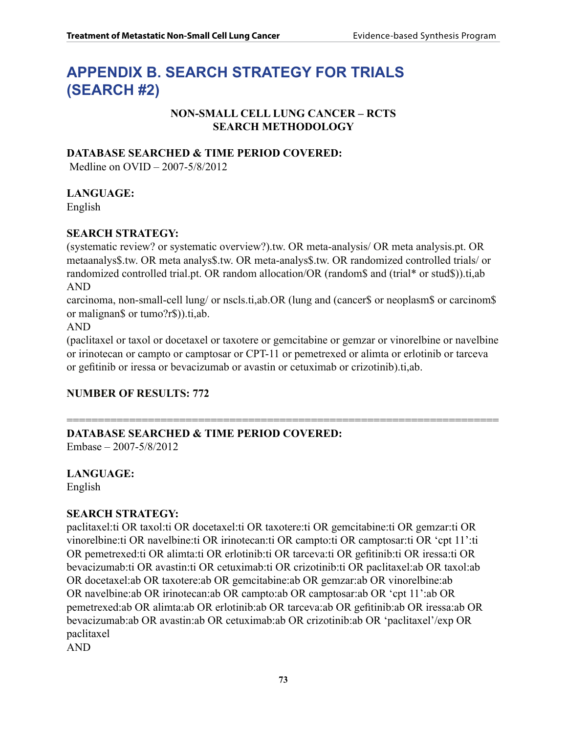# APPENDIX B. SEARCH STRATEGY FOR TRIALS (SEARCH #2)

**NON-SMALL CELL LUNG CANCER – RCTS**
**SEARCH METHODOLOGY**

**DATABASE SEARCHED & TIME PERIOD COVERED:**
Medline on OVID – 2007-5/8/2012

**LANGUAGE:**
English

**SEARCH STRATEGY:**
(systematic review? or systematic overview?).tw. OR meta-analysis/ OR meta analysis.pt. OR metaanalys$.tw. OR meta analys$.tw. OR meta-analys$.tw. OR randomized controlled trials/ or randomized controlled trial.pt. OR random allocation/OR (random$ and (trial* or stud$)).ti,ab
AND
carcinoma, non-small-cell lung/ or nscls.ti,ab.OR (lung and (cancer$ or neoplasm$ or carcinom$ or malignan$ or tumo?r$)).ti,ab.
AND
(paclitaxel or taxol or docetaxel or taxotere or gemcitabine or gemzar or vinorelbine or navelbine or irinotecan or campto or camptosar or CPT-11 or pemetrexed or alimta or erlotinib or tarceva or gefitinib or iressa or bevacizumab or avastin or cetuximab or crizotinib).ti,ab.

**NUMBER OF RESULTS: 772**

---

**DATABASE SEARCHED & TIME PERIOD COVERED:**
Embase – 2007-5/8/2012

**LANGUAGE:**
English

**SEARCH STRATEGY:**
paclitaxel:ti OR taxol:ti OR docetaxel:ti OR taxotere:ti OR gemcitabine:ti OR gemzar:ti OR vinorelbine:ti OR navelbine:ti OR irinotecan:ti OR campto:ti OR camptosar:ti OR 'cpt 11':ti OR pemetrexed:ti OR alimta:ti OR erlotinib:ti OR tarceva:ti OR gefitinib:ti OR iressa:ti OR bevacizumab:ti OR avastin:ti OR cetuximab:ti OR crizotinib:ti OR paclitaxel:ab OR taxol:ab OR docetaxel:ab OR taxotere:ab OR gemcitabine:ab OR gemzar:ab OR vinorelbine:ab OR navelbine:ab OR irinotecan:ab OR campto:ab OR camptosar:ab OR 'cpt 11':ab OR pemetrexed:ab OR alimta:ab OR erlotinib:ab OR tarceva:ab OR gefitinib:ab OR iressa:ab OR bevacizumab:ab OR avastin:ab OR cetuximab:ab OR crizotinib:ab OR 'paclitaxel'/exp OR paclitaxel
AND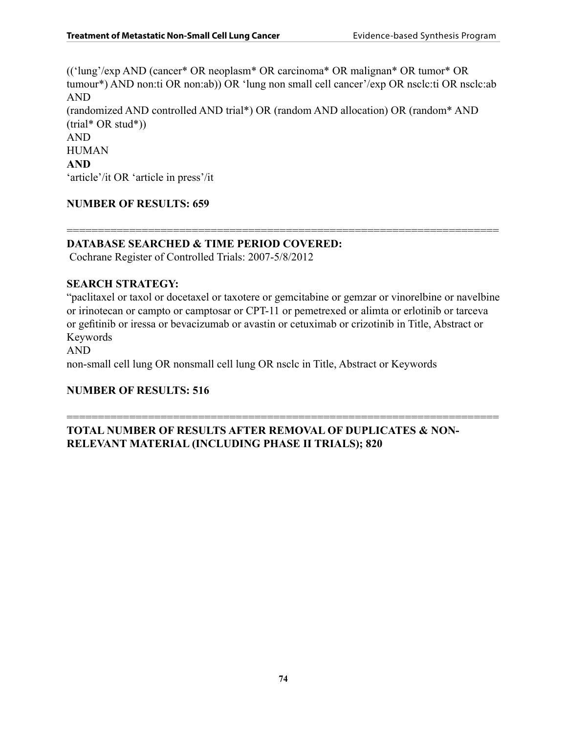((‘lung’/exp AND (cancer* OR neoplasm* OR carcinoma* OR malignan* OR tumor* OR tumour*) AND non:ti OR non:ab)) OR ‘lung non small cell cancer’/exp OR nsclc:ti OR nsclc:ab
AND
(randomized AND controlled AND trial*) OR (random AND allocation) OR (random* AND (trial* OR stud*))
AND
HUMAN
**AND**
‘article’/it OR ‘article in press’/it

**NUMBER OF RESULTS: 659**

======================================================================

**DATABASE SEARCHED & TIME PERIOD COVERED:**
Cochrane Register of Controlled Trials: 2007-5/8/2012

**SEARCH STRATEGY:**
“paclitaxel or taxol or docetaxel or taxotere or gemcitabine or gemzar or vinorelbine or navelbine or irinotecan or campto or camptosar or CPT-11 or pemetrexed or alimta or erlotinib or tarceva or gefitinib or iressa or bevacizumab or avastin or cetuximab or crizotinib in Title, Abstract or Keywords
AND
non-small cell lung OR nonsmall cell lung OR nsclc in Title, Abstract or Keywords

**NUMBER OF RESULTS: 516**

======================================================================

**TOTAL NUMBER OF RESULTS AFTER REMOVAL OF DUPLICATES & NON-RELEVANT MATERIAL (INCLUDING PHASE II TRIALS); 820**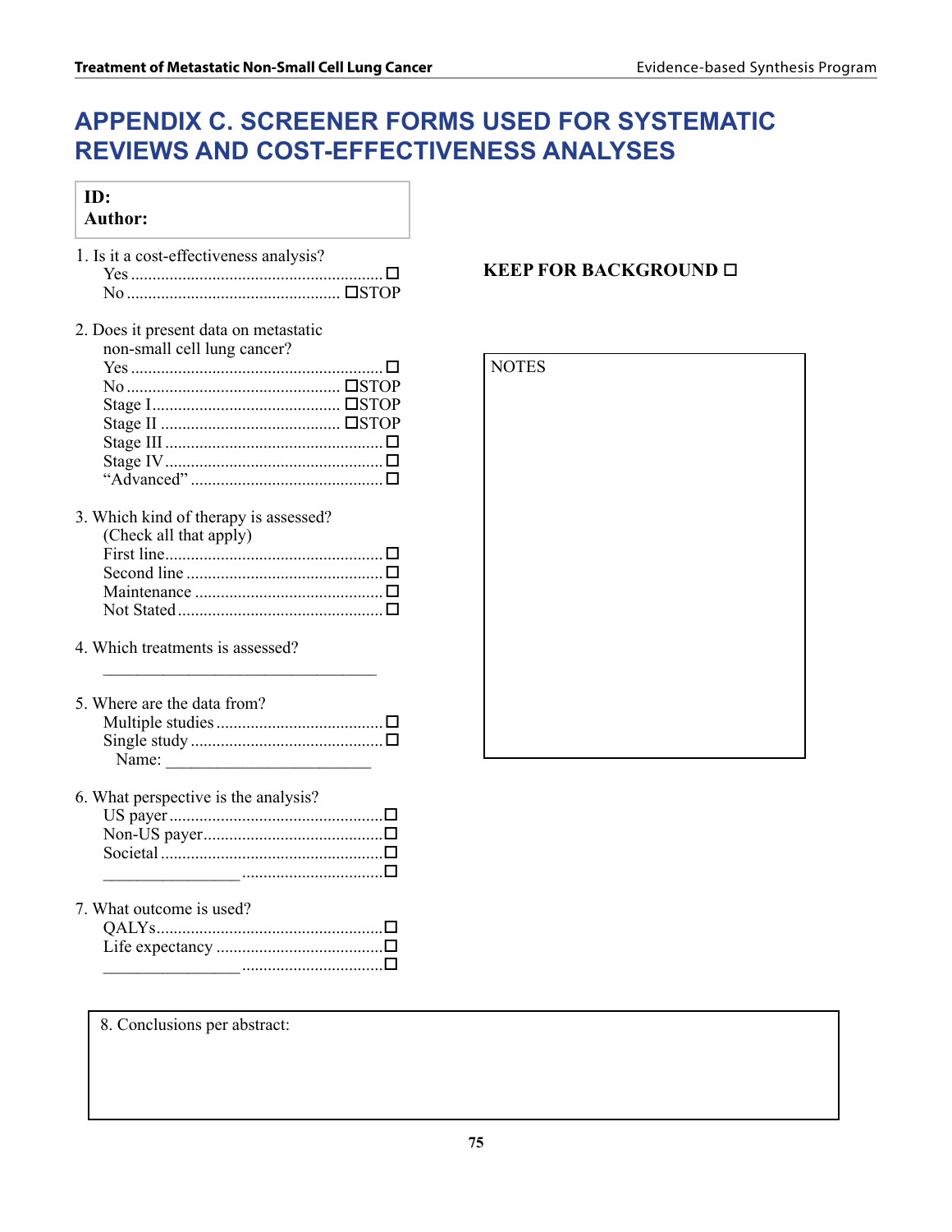# APPENDIX C. SCREENER FORMS USED FOR SYSTEMATIC REVIEWS AND COST-EFFECTIVENESS ANALYSES

**ID:**
**Author:**

1. Is it a cost-effectiveness analysis?
   - Yes .......... ☐
   - No .......... ☐STOP

**KEEP FOR BACKGROUND ☐**

2. Does it present data on metastatic non-small cell lung cancer?
   - Yes .......... ☐
   - No .......... ☐STOP
   - Stage I .......... ☐STOP
   - Stage II .......... ☐STOP
   - Stage III .......... ☐
   - Stage IV .......... ☐
   - "Advanced" .......... ☐

NOTES

3. Which kind of therapy is assessed? (Check all that apply)
   - First line .......... ☐
   - Second line .......... ☐
   - Maintenance .......... ☐
   - Not Stated .......... ☐

4. Which treatments is assessed?

   ________________________________

5. Where are the data from?
   - Multiple studies .......... ☐
   - Single study .......... ☐
     - Name: ________________________

6. What perspective is the analysis?
   - US payer .......... ☐
   - Non-US payer .......... ☐
   - Societal .......... ☐
   - ________________ .......... ☐

7. What outcome is used?
   - QALYs .......... ☐
   - Life expectancy .......... ☐
   - ________________ .......... ☐

8. Conclusions per abstract: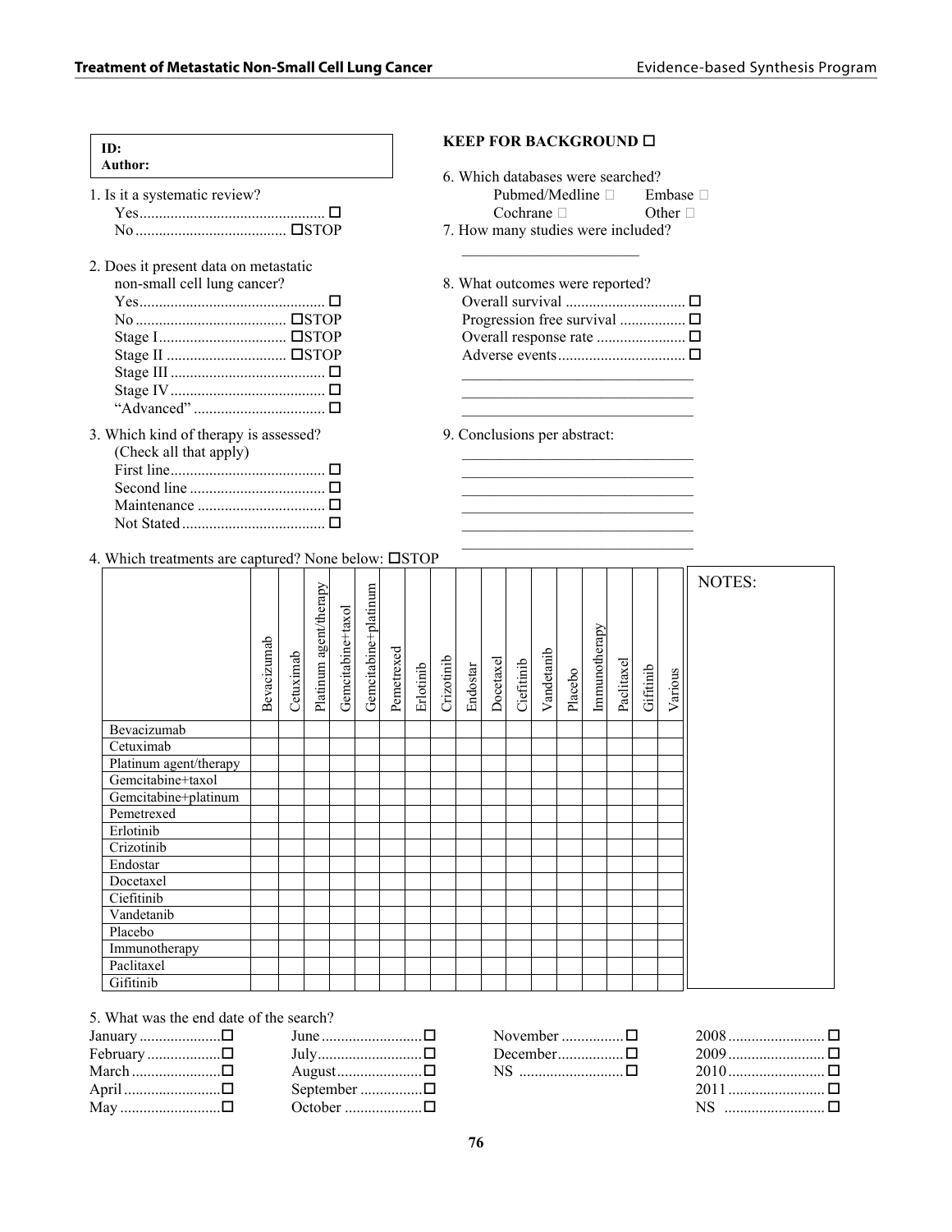**ID:**
**Author:**

1. Is it a systematic review?
   - Yes ☐
   - No ☐STOP

2. Does it present data on metastatic non-small cell lung cancer?
   - Yes ☐
   - No ☐STOP
   - Stage I ☐STOP
   - Stage II ☐STOP
   - Stage III ☐
   - Stage IV ☐
   - "Advanced" ☐

3. Which kind of therapy is assessed? (Check all that apply)
   - First line ☐
   - Second line ☐
   - Maintenance ☐
   - Not Stated ☐

**KEEP FOR BACKGROUND ☐**

6. Which databases were searched?
   - Pubmed/Medline ☐ Embase ☐
   - Cochrane ☐ Other ☐

7. How many studies were included?

   ______________________

8. What outcomes were reported?
   - Overall survival ☐
   - Progression free survival ☐
   - Overall response rate ☐
   - Adverse events ☐

   ______________________________
   ______________________________
   ______________________________

9. Conclusions per abstract:

   ______________________________
   ______________________________
   ______________________________
   ______________________________
   ______________________________
   ______________________________

4. Which treatments are captured? None below: ☐STOP

| | Bevacizumab | Cetuximab | Platinum agent/therapy | Gemcitabine+taxol | Gemcitabine+platinum | Pemetrexed | Erlotinib | Crizotinib | Endostar | Docetaxel | Ciefitinib | Vandetanib | Placebo | Immunotherapy | Paclitaxel | Gifitinib | Various |
|---|---|---|---|---|---|---|---|---|---|---|---|---|---|---|---|---|---|
| Bevacizumab | | | | | | | | | | | | | | | | | |
| Cetuximab | | | | | | | | | | | | | | | | | |
| Platinum agent/therapy | | | | | | | | | | | | | | | | | |
| Gemcitabine+taxol | | | | | | | | | | | | | | | | | |
| Gemcitabine+platinum | | | | | | | | | | | | | | | | | |
| Pemetrexed | | | | | | | | | | | | | | | | | |
| Erlotinib | | | | | | | | | | | | | | | | | |
| Crizotinib | | | | | | | | | | | | | | | | | |
| Endostar | | | | | | | | | | | | | | | | | |
| Docetaxel | | | | | | | | | | | | | | | | | |
| Ciefitinib | | | | | | | | | | | | | | | | | |
| Vandetanib | | | | | | | | | | | | | | | | | |
| Placebo | | | | | | | | | | | | | | | | | |
| Immunotherapy | | | | | | | | | | | | | | | | | |
| Paclitaxel | | | | | | | | | | | | | | | | | |
| Gifitinib | | | | | | | | | | | | | | | | | |

NOTES:

5. What was the end date of the search?

| | | | |
|---|---|---|---|
| January ☐ | June ☐ | November ☐ | 2008 ☐ |
| February ☐ | July ☐ | December ☐ | 2009 ☐ |
| March ☐ | August ☐ | NS ☐ | 2010 ☐ |
| April ☐ | September ☐ | | 2011 ☐ |
| May ☐ | October ☐ | | NS ☐ |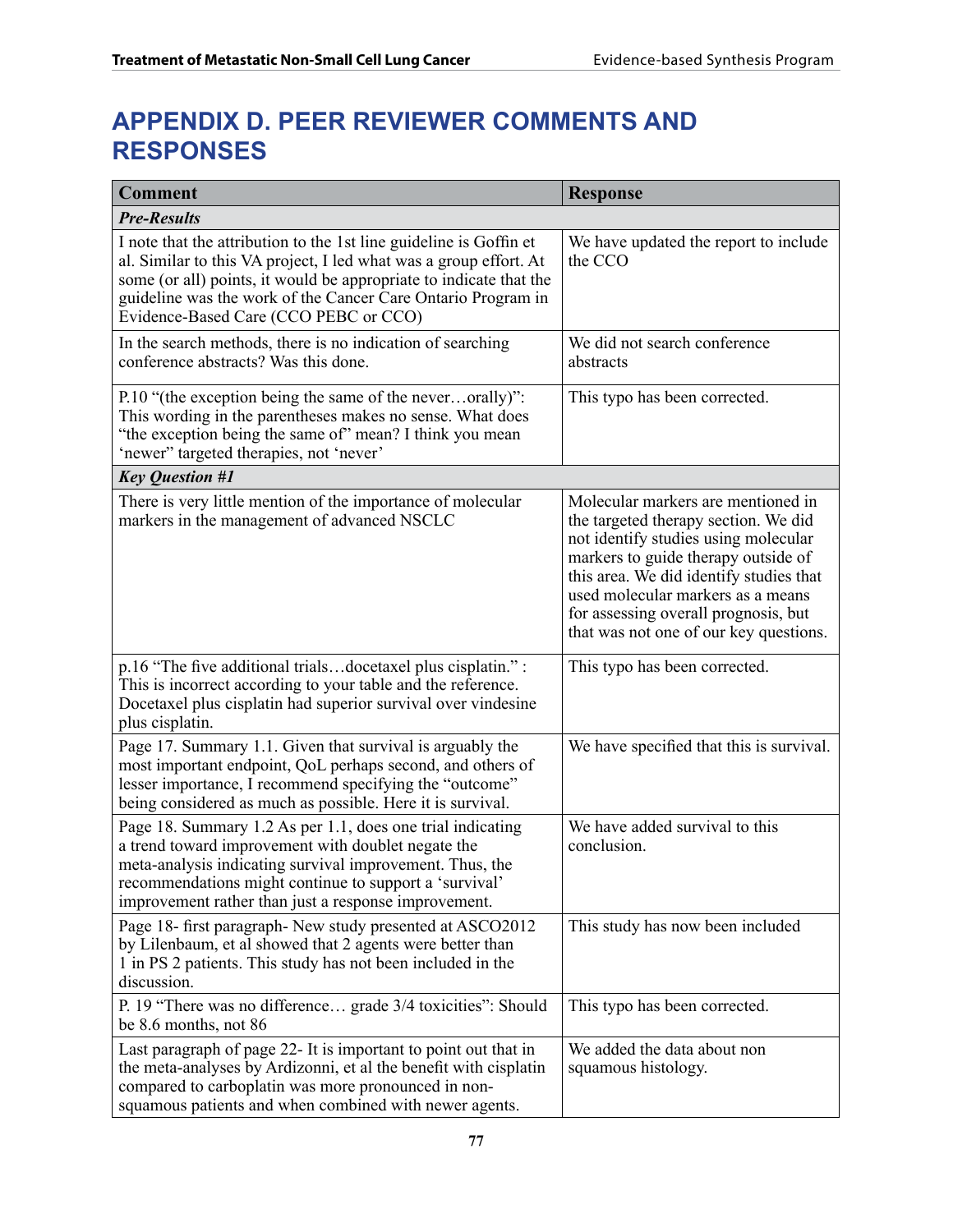# APPENDIX D. PEER REVIEWER COMMENTS AND RESPONSES

| Comment | Response |
| --- | --- |
| ***Pre-Results*** | |
| I note that the attribution to the 1st line guideline is Goffin et al. Similar to this VA project, I led what was a group effort. At some (or all) points, it would be appropriate to indicate that the guideline was the work of the Cancer Care Ontario Program in Evidence-Based Care (CCO PEBC or CCO) | We have updated the report to include the CCO |
| In the search methods, there is no indication of searching conference abstracts? Was this done. | We did not search conference abstracts |
| P.10 "(the exception being the same of the never…orally)": This wording in the parentheses makes no sense. What does "the exception being the same of" mean? I think you mean 'newer" targeted therapies, not 'never' | This typo has been corrected. |
| ***Key Question #1*** | |
| There is very little mention of the importance of molecular markers in the management of advanced NSCLC | Molecular markers are mentioned in the targeted therapy section. We did not identify studies using molecular markers to guide therapy outside of this area. We did identify studies that used molecular markers as a means for assessing overall prognosis, but that was not one of our key questions. |
| p.16 "The five additional trials…docetaxel plus cisplatin." : This is incorrect according to your table and the reference. Docetaxel plus cisplatin had superior survival over vindesine plus cisplatin. | This typo has been corrected. |
| Page 17. Summary 1.1. Given that survival is arguably the most important endpoint, QoL perhaps second, and others of lesser importance, I recommend specifying the "outcome" being considered as much as possible. Here it is survival. | We have specified that this is survival. |
| Page 18. Summary 1.2 As per 1.1, does one trial indicating a trend toward improvement with doublet negate the meta-analysis indicating survival improvement. Thus, the recommendations might continue to support a 'survival' improvement rather than just a response improvement. | We have added survival to this conclusion. |
| Page 18- first paragraph- New study presented at ASCO2012 by Lilenbaum, et al showed that 2 agents were better than 1 in PS 2 patients. This study has not been included in the discussion. | This study has now been included |
| P. 19 "There was no difference… grade 3/4 toxicities": Should be 8.6 months, not 86 | This typo has been corrected. |
| Last paragraph of page 22- It is important to point out that in the meta-analyses by Ardizonni, et al the benefit with cisplatin compared to carboplatin was more pronounced in non-squamous patients and when combined with newer agents. | We added the data about non squamous histology. |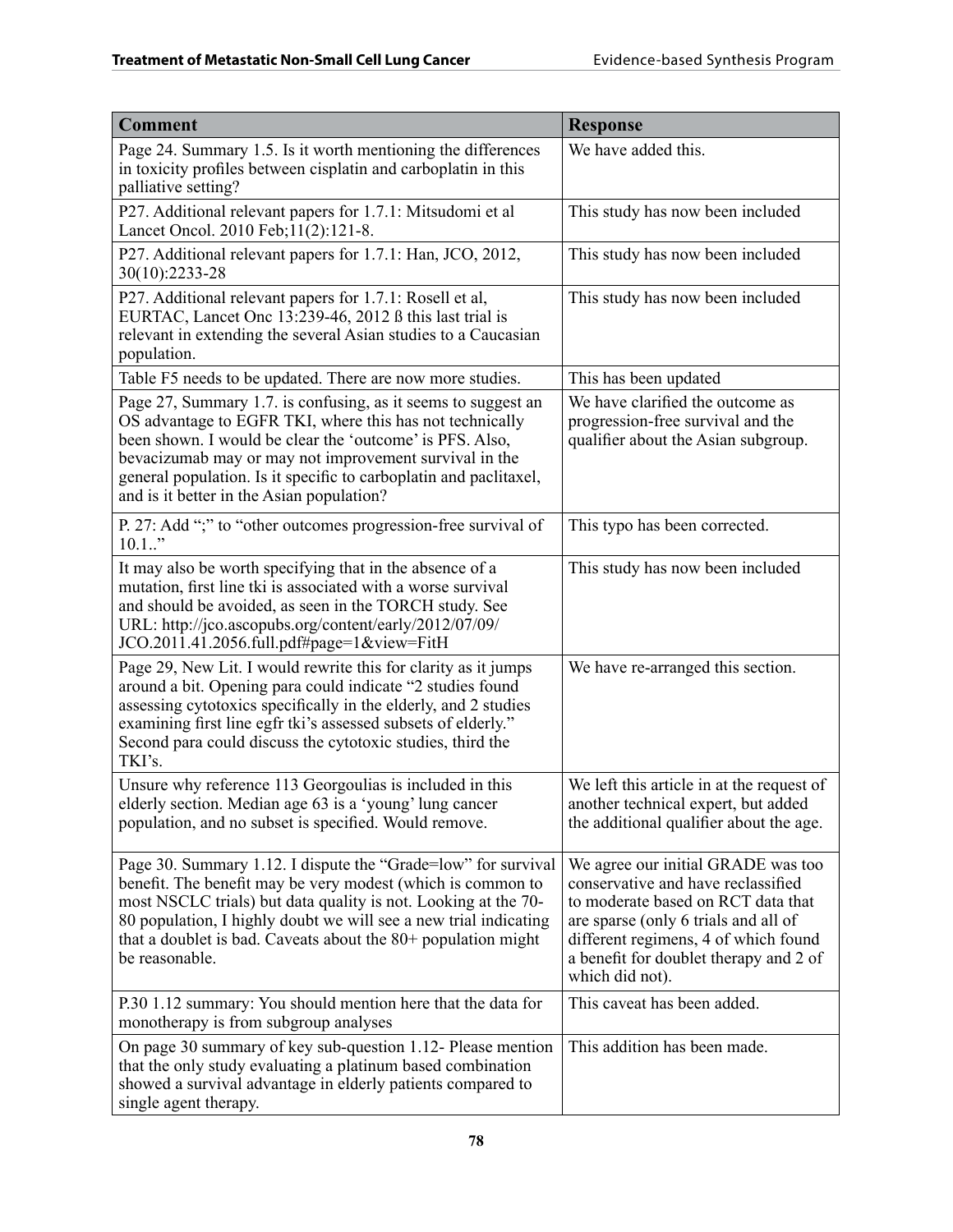| Comment | Response |
|---|---|
| Page 24. Summary 1.5. Is it worth mentioning the differences in toxicity profiles between cisplatin and carboplatin in this palliative setting? | We have added this. |
| P27. Additional relevant papers for 1.7.1: Mitsudomi et al Lancet Oncol. 2010 Feb;11(2):121-8. | This study has now been included |
| P27. Additional relevant papers for 1.7.1: Han, JCO, 2012, 30(10):2233-28 | This study has now been included |
| P27. Additional relevant papers for 1.7.1: Rosell et al, EURTAC, Lancet Onc 13:239-46, 2012 ß this last trial is relevant in extending the several Asian studies to a Caucasian population. | This study has now been included |
| Table F5 needs to be updated. There are now more studies. | This has been updated |
| Page 27, Summary 1.7. is confusing, as it seems to suggest an OS advantage to EGFR TKI, where this has not technically been shown. I would be clear the 'outcome' is PFS. Also, bevacizumab may or may not improvement survival in the general population. Is it specific to carboplatin and paclitaxel, and is it better in the Asian population? | We have clarified the outcome as progression-free survival and the qualifier about the Asian subgroup. |
| P. 27: Add ";" to "other outcomes progression-free survival of 10.1.." | This typo has been corrected. |
| It may also be worth specifying that in the absence of a mutation, first line tki is associated with a worse survival and should be avoided, as seen in the TORCH study. See URL: http://jco.ascopubs.org/content/early/2012/07/09/JCO.2011.41.2056.full.pdf#page=1&view=FitH | This study has now been included |
| Page 29, New Lit. I would rewrite this for clarity as it jumps around a bit. Opening para could indicate "2 studies found assessing cytotoxics specifically in the elderly, and 2 studies examining first line egfr tki's assessed subsets of elderly." Second para could discuss the cytotoxic studies, third the TKI's. | We have re-arranged this section. |
| Unsure why reference 113 Georgoulias is included in this elderly section. Median age 63 is a 'young' lung cancer population, and no subset is specified. Would remove. | We left this article in at the request of another technical expert, but added the additional qualifier about the age. |
| Page 30. Summary 1.12. I dispute the "Grade=low" for survival benefit. The benefit may be very modest (which is common to most NSCLC trials) but data quality is not. Looking at the 70-80 population, I highly doubt we will see a new trial indicating that a doublet is bad. Caveats about the 80+ population might be reasonable. | We agree our initial GRADE was too conservative and have reclassified to moderate based on RCT data that are sparse (only 6 trials and all of different regimens, 4 of which found a benefit for doublet therapy and 2 of which did not). |
| P.30 1.12 summary: You should mention here that the data for monotherapy is from subgroup analyses | This caveat has been added. |
| On page 30 summary of key sub-question 1.12- Please mention that the only study evaluating a platinum based combination showed a survival advantage in elderly patients compared to single agent therapy. | This addition has been made. |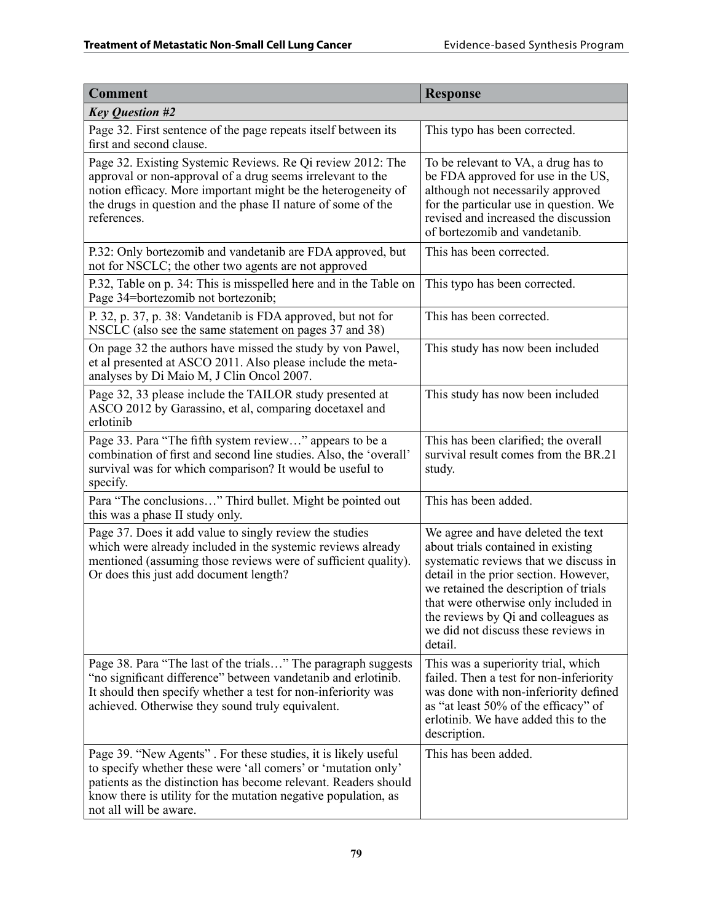| Comment | Response |
|---|---|
| ***Key Question #2*** | |
| Page 32. First sentence of the page repeats itself between its first and second clause. | This typo has been corrected. |
| Page 32. Existing Systemic Reviews. Re Qi review 2012: The approval or non-approval of a drug seems irrelevant to the notion efficacy. More important might be the heterogeneity of the drugs in question and the phase II nature of some of the references. | To be relevant to VA, a drug has to be FDA approved for use in the US, although not necessarily approved for the particular use in question. We revised and increased the discussion of bortezomib and vandetanib. |
| P.32: Only bortezomib and vandetanib are FDA approved, but not for NSCLC; the other two agents are not approved | This has been corrected. |
| P.32, Table on p. 34: This is misspelled here and in the Table on Page 34=bortezomib not bortezonib; | This typo has been corrected. |
| P. 32, p. 37, p. 38: Vandetanib is FDA approved, but not for NSCLC (also see the same statement on pages 37 and 38) | This has been corrected. |
| On page 32 the authors have missed the study by von Pawel, et al presented at ASCO 2011. Also please include the meta-analyses by Di Maio M, J Clin Oncol 2007. | This study has now been included |
| Page 32, 33 please include the TAILOR study presented at ASCO 2012 by Garassino, et al, comparing docetaxel and erlotinib | This study has now been included |
| Page 33. Para "The fifth system review…" appears to be a combination of first and second line studies. Also, the 'overall' survival was for which comparison? It would be useful to specify. | This has been clarified; the overall survival result comes from the BR.21 study. |
| Para "The conclusions…" Third bullet. Might be pointed out this was a phase II study only. | This has been added. |
| Page 37. Does it add value to singly review the studies which were already included in the systemic reviews already mentioned (assuming those reviews were of sufficient quality). Or does this just add document length? | We agree and have deleted the text about trials contained in existing systematic reviews that we discuss in detail in the prior section. However, we retained the description of trials that were otherwise only included in the reviews by Qi and colleagues as we did not discuss these reviews in detail. |
| Page 38. Para "The last of the trials…" The paragraph suggests "no significant difference" between vandetanib and erlotinib. It should then specify whether a test for non-inferiority was achieved. Otherwise they sound truly equivalent. | This was a superiority trial, which failed. Then a test for non-inferiority was done with non-inferiority defined as "at least 50% of the efficacy" of erlotinib. We have added this to the description. |
| Page 39. "New Agents" . For these studies, it is likely useful to specify whether these were 'all comers' or 'mutation only' patients as the distinction has become relevant. Readers should know there is utility for the mutation negative population, as not all will be aware. | This has been added. |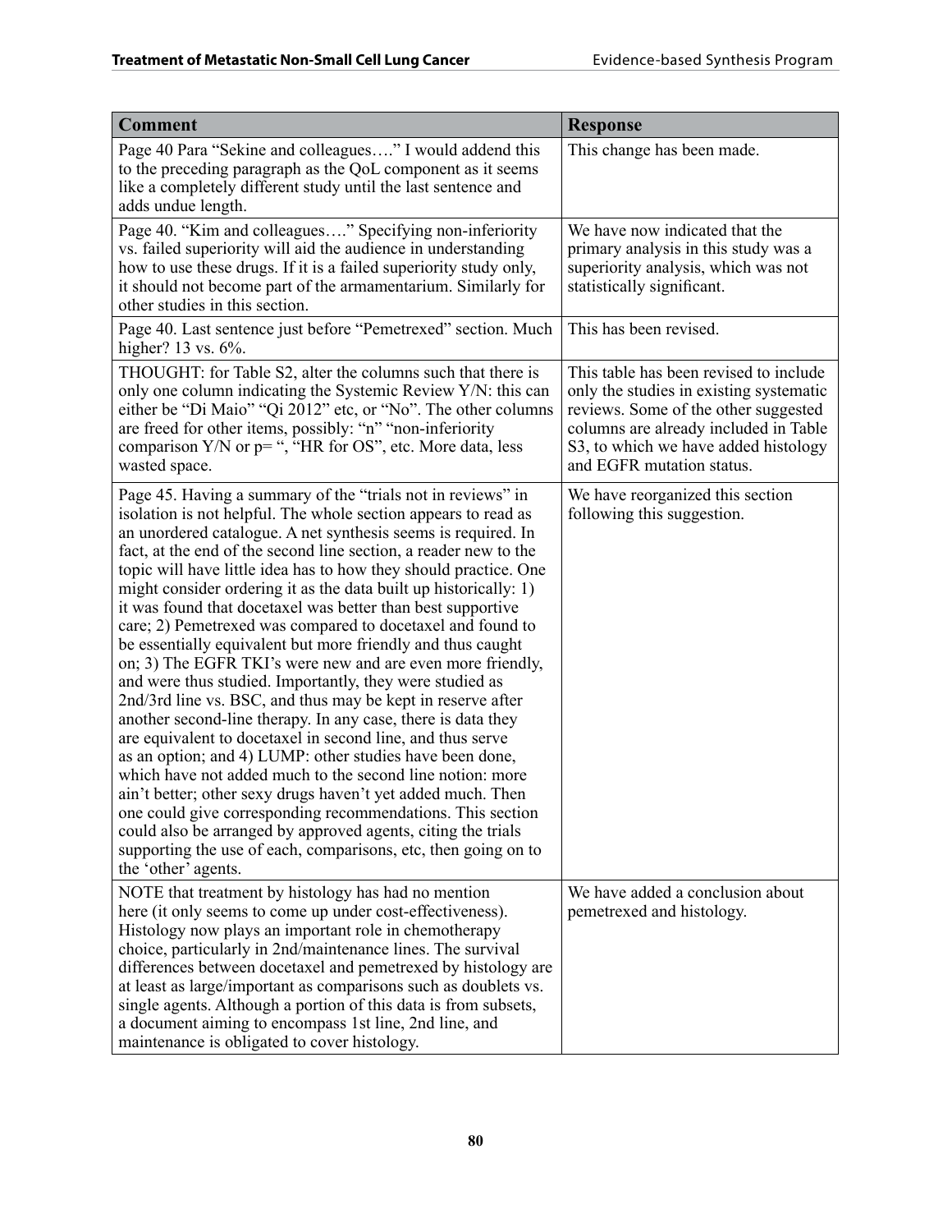| Comment | Response |
|---|---|
| Page 40 Para "Sekine and colleagues…." I would addend this to the preceding paragraph as the QoL component as it seems like a completely different study until the last sentence and adds undue length. | This change has been made. |
| Page 40. "Kim and colleagues…." Specifying non-inferiority vs. failed superiority will aid the audience in understanding how to use these drugs. If it is a failed superiority study only, it should not become part of the armamentarium. Similarly for other studies in this section. | We have now indicated that the primary analysis in this study was a superiority analysis, which was not statistically significant. |
| Page 40. Last sentence just before "Pemetrexed" section. Much higher? 13 vs. 6%. | This has been revised. |
| THOUGHT: for Table S2, alter the columns such that there is only one column indicating the Systemic Review Y/N: this can either be "Di Maio" "Qi 2012" etc, or "No". The other columns are freed for other items, possibly: "n" "non-inferiority comparison Y/N or p= ", "HR for OS", etc. More data, less wasted space. | This table has been revised to include only the studies in existing systematic reviews. Some of the other suggested columns are already included in Table S3, to which we have added histology and EGFR mutation status. |
| Page 45. Having a summary of the "trials not in reviews" in isolation is not helpful. The whole section appears to read as an unordered catalogue. A net synthesis seems is required. In fact, at the end of the second line section, a reader new to the topic will have little idea has to how they should practice. One might consider ordering it as the data built up historically: 1) it was found that docetaxel was better than best supportive care; 2) Pemetrexed was compared to docetaxel and found to be essentially equivalent but more friendly and thus caught on; 3) The EGFR TKI's were new and are even more friendly, and were thus studied. Importantly, they were studied as 2nd/3rd line vs. BSC, and thus may be kept in reserve after another second-line therapy. In any case, there is data they are equivalent to docetaxel in second line, and thus serve as an option; and 4) LUMP: other studies have been done, which have not added much to the second line notion: more ain't better; other sexy drugs haven't yet added much. Then one could give corresponding recommendations. This section could also be arranged by approved agents, citing the trials supporting the use of each, comparisons, etc, then going on to the 'other' agents. | We have reorganized this section following this suggestion. |
| NOTE that treatment by histology has had no mention here (it only seems to come up under cost-effectiveness). Histology now plays an important role in chemotherapy choice, particularly in 2nd/maintenance lines. The survival differences between docetaxel and pemetrexed by histology are at least as large/important as comparisons such as doublets vs. single agents. Although a portion of this data is from subsets, a document aiming to encompass 1st line, 2nd line, and maintenance is obligated to cover histology. | We have added a conclusion about pemetrexed and histology. |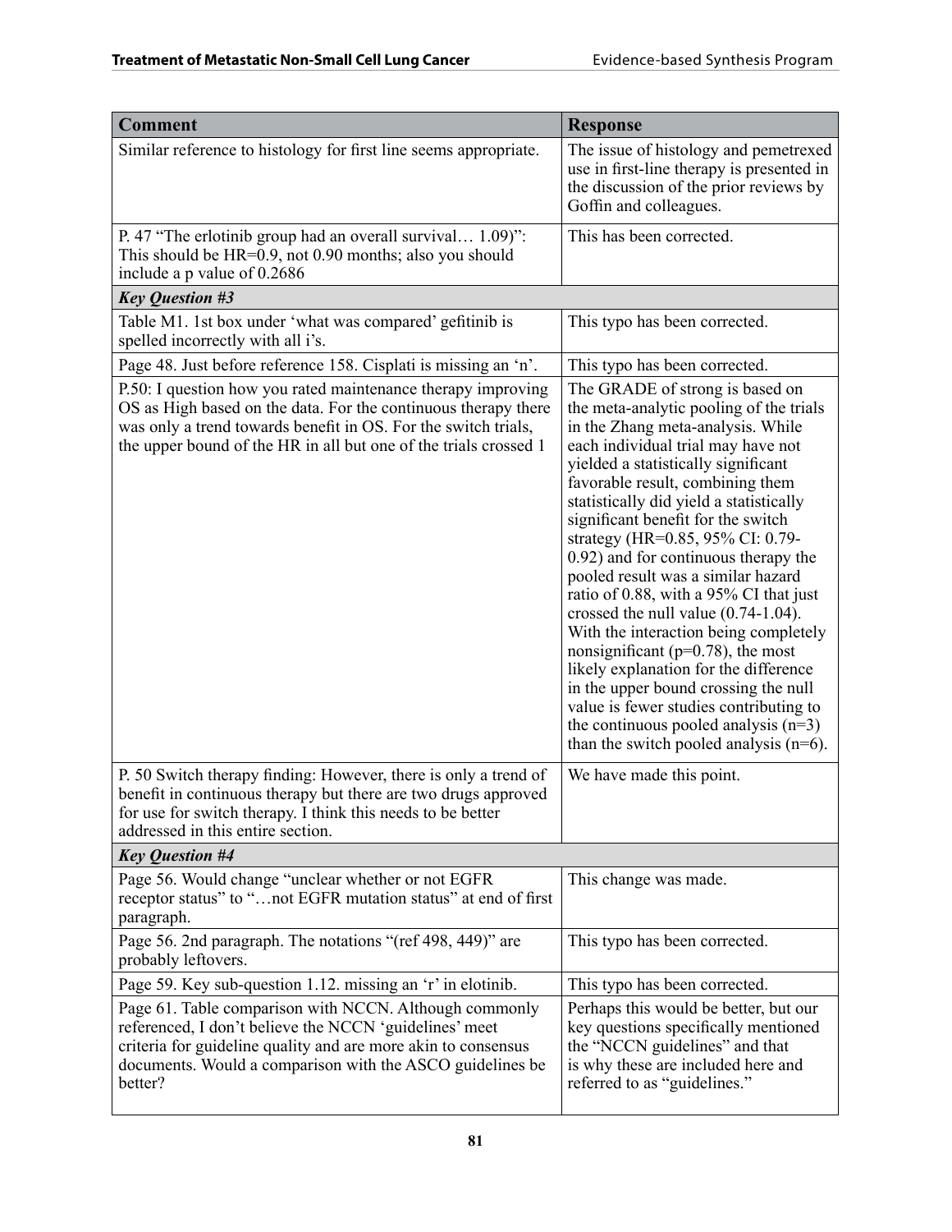| Comment | Response |
|---|---|
| Similar reference to histology for first line seems appropriate. | The issue of histology and pemetrexed use in first-line therapy is presented in the discussion of the prior reviews by Goffin and colleagues. |
| P. 47 "The erlotinib group had an overall survival… 1.09)": This should be HR=0.9, not 0.90 months; also you should include a p value of 0.2686 | This has been corrected. |
| ***Key Question #3*** | |
| Table M1. 1st box under 'what was compared' gefitinib is spelled incorrectly with all i's. | This typo has been corrected. |
| Page 48. Just before reference 158. Cisplati is missing an 'n'. | This typo has been corrected. |
| P.50: I question how you rated maintenance therapy improving OS as High based on the data. For the continuous therapy there was only a trend towards benefit in OS. For the switch trials, the upper bound of the HR in all but one of the trials crossed 1 | The GRADE of strong is based on the meta-analytic pooling of the trials in the Zhang meta-analysis. While each individual trial may have not yielded a statistically significant favorable result, combining them statistically did yield a statistically significant benefit for the switch strategy (HR=0.85, 95% CI: 0.79-0.92) and for continuous therapy the pooled result was a similar hazard ratio of 0.88, with a 95% CI that just crossed the null value (0.74-1.04). With the interaction being completely nonsignificant (p=0.78), the most likely explanation for the difference in the upper bound crossing the null value is fewer studies contributing to the continuous pooled analysis (n=3) than the switch pooled analysis (n=6). |
| P. 50 Switch therapy finding: However, there is only a trend of benefit in continuous therapy but there are two drugs approved for use for switch therapy. I think this needs to be better addressed in this entire section. | We have made this point. |
| ***Key Question #4*** | |
| Page 56. Would change "unclear whether or not EGFR receptor status" to "…not EGFR mutation status" at end of first paragraph. | This change was made. |
| Page 56. 2nd paragraph. The notations "(ref 498, 449)" are probably leftovers. | This typo has been corrected. |
| Page 59. Key sub-question 1.12. missing an 'r' in elotinib. | This typo has been corrected. |
| Page 61. Table comparison with NCCN. Although commonly referenced, I don't believe the NCCN 'guidelines' meet criteria for guideline quality and are more akin to consensus documents. Would a comparison with the ASCO guidelines be better? | Perhaps this would be better, but our key questions specifically mentioned the "NCCN guidelines" and that is why these are included here and referred to as "guidelines." |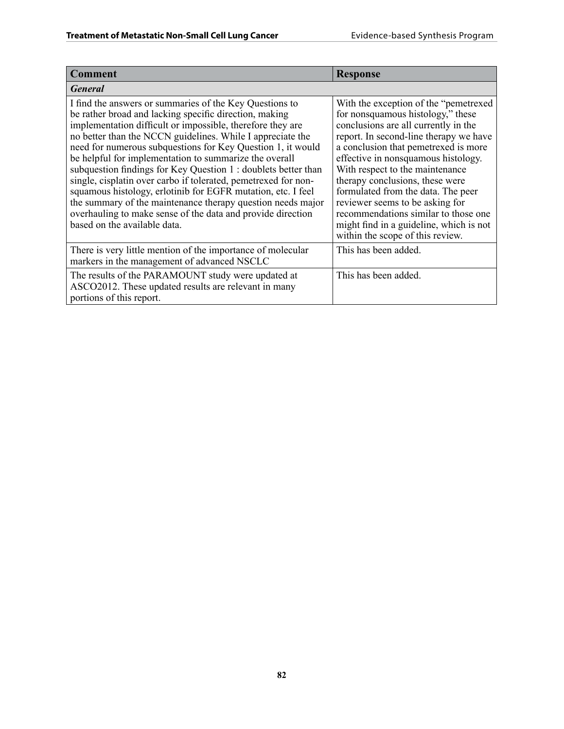| Comment | Response |
| --- | --- |
| ***General*** | |
| I find the answers or summaries of the Key Questions to be rather broad and lacking specific direction, making implementation difficult or impossible, therefore they are no better than the NCCN guidelines. While I appreciate the need for numerous subquestions for Key Question 1, it would be helpful for implementation to summarize the overall subquestion findings for Key Question 1 : doublets better than single, cisplatin over carbo if tolerated, pemetrexed for non-squamous histology, erlotinib for EGFR mutation, etc. I feel the summary of the maintenance therapy question needs major overhauling to make sense of the data and provide direction based on the available data. | With the exception of the "pemetrexed for nonsquamous histology," these conclusions are all currently in the report. In second-line therapy we have a conclusion that pemetrexed is more effective in nonsquamous histology. With respect to the maintenance therapy conclusions, these were formulated from the data. The peer reviewer seems to be asking for recommendations similar to those one might find in a guideline, which is not within the scope of this review. |
| There is very little mention of the importance of molecular markers in the management of advanced NSCLC | This has been added. |
| The results of the PARAMOUNT study were updated at ASCO2012. These updated results are relevant in many portions of this report. | This has been added. |